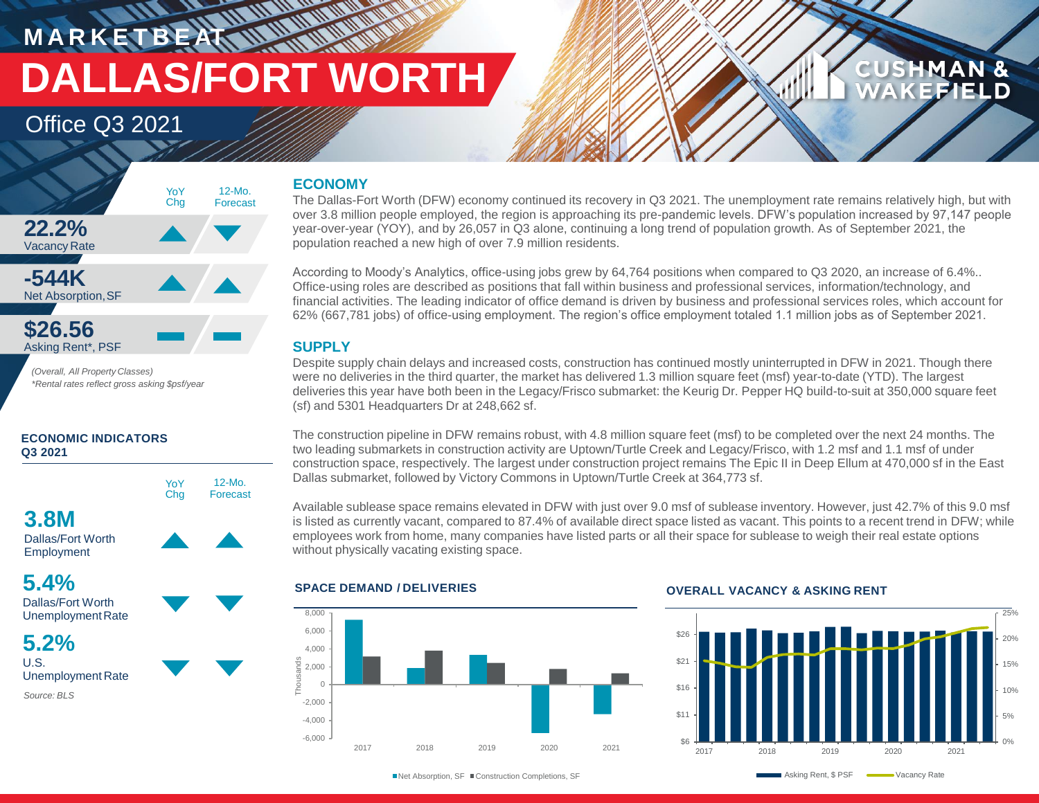# MARKETBEAT

# DALLAS/FORT WORTH

## Office Q3 2021

| | YoY Chg | 12-Mo. Forecast |
|---|---|---|
| **22.2%** Vacancy Rate | ▲ | ▼ |
| **-544K** Net Absorption, SF | ▲ | ▲ |
| **$26.56** Asking Rent*, PSF | ▬ | ▬ |

*(Overall, All Property Classes)*
*\*Rental rates reflect gross asking $psf/year*

### ECONOMIC INDICATORS Q3 2021

| | YoY Chg | 12-Mo. Forecast |
|---|---|---|
| **3.8M** Dallas/Fort Worth Employment | ▲ | ▲ |
| **5.4%** Dallas/Fort Worth Unemployment Rate | ▼ | ▼ |
| **5.2%** U.S. Unemployment Rate | ▼ | ▼ |

*Source: BLS*

## ECONOMY

The Dallas-Fort Worth (DFW) economy continued its recovery in Q3 2021. The unemployment rate remains relatively high, but with over 3.8 million people employed, the region is approaching its pre-pandemic levels. DFW's population increased by 97,147 people year-over-year (YOY), and by 26,057 in Q3 alone, continuing a long trend of population growth. As of September 2021, the population reached a new high of over 7.9 million residents.

According to Moody's Analytics, office-using jobs grew by 64,764 positions when compared to Q3 2020, an increase of 6.4%.. Office-using roles are described as positions that fall within business and professional services, information/technology, and financial activities. The leading indicator of office demand is driven by business and professional services roles, which account for 62% (667,781 jobs) of office-using employment. The region's office employment totaled 1.1 million jobs as of September 2021.

## SUPPLY

Despite supply chain delays and increased costs, construction has continued mostly uninterrupted in DFW in 2021. Though there were no deliveries in the third quarter, the market has delivered 1.3 million square feet (msf) year-to-date (YTD). The largest deliveries this year have both been in the Legacy/Frisco submarket: the Keurig Dr. Pepper HQ build-to-suit at 350,000 square feet (sf) and 5301 Headquarters Dr at 248,662 sf.

The construction pipeline in DFW remains robust, with 4.8 million square feet (msf) to be completed over the next 24 months. The two leading submarkets in construction activity are Uptown/Turtle Creek and Legacy/Frisco, with 1.2 msf and 1.1 msf of under construction space, respectively. The largest under construction project remains The Epic II in Deep Ellum at 470,000 sf in the East Dallas submarket, followed by Victory Commons in Uptown/Turtle Creek at 364,773 sf.

Available sublease space remains elevated in DFW with just over 9.0 msf of sublease inventory. However, just 42.7% of this 9.0 msf is listed as currently vacant, compared to 87.4% of available direct space listed as vacant. This points to a recent trend in DFW; while employees work from home, many companies have listed parts or all their space for sublease to weigh their real estate options without physically vacating existing space.

### SPACE DEMAND / DELIVERIES

Net Absorption, SF | Construction Completions, SF

### OVERALL VACANCY & ASKING RENT

Asking Rent, $ PSF | Vacancy Rate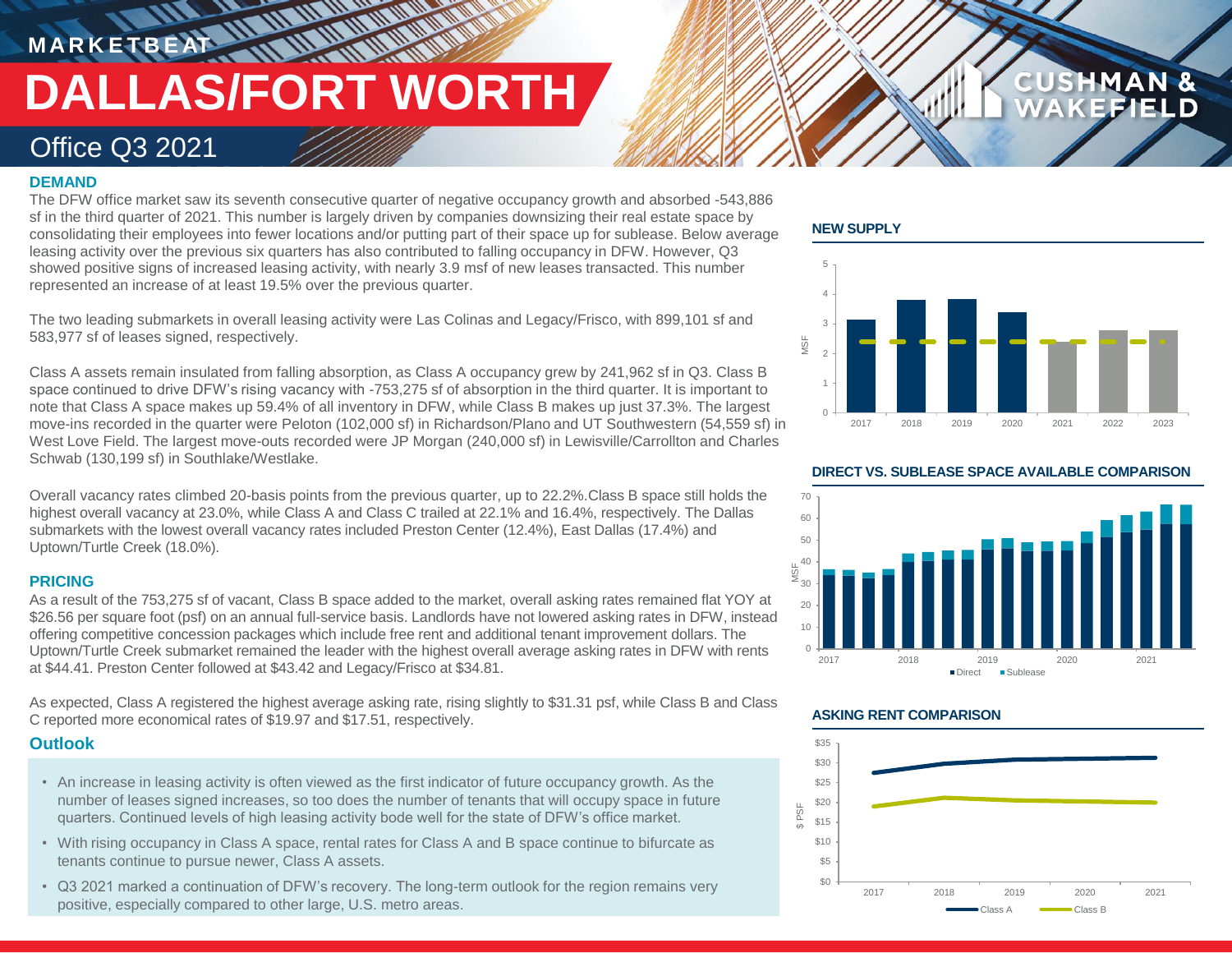MARKETBEAT

# DALLAS/FORT WORTH

## Office Q3 2021

### DEMAND

The DFW office market saw its seventh consecutive quarter of negative occupancy growth and absorbed -543,886 sf in the third quarter of 2021. This number is largely driven by companies downsizing their real estate space by consolidating their employees into fewer locations and/or putting part of their space up for sublease. Below average leasing activity over the previous six quarters has also contributed to falling occupancy in DFW. However, Q3 showed positive signs of increased leasing activity, with nearly 3.9 msf of new leases transacted. This number represented an increase of at least 19.5% over the previous quarter.

The two leading submarkets in overall leasing activity were Las Colinas and Legacy/Frisco, with 899,101 sf and 583,977 sf of leases signed, respectively.

Class A assets remain insulated from falling absorption, as Class A occupancy grew by 241,962 sf in Q3. Class B space continued to drive DFW's rising vacancy with -753,275 sf of absorption in the third quarter. It is important to note that Class A space makes up 59.4% of all inventory in DFW, while Class B makes up just 37.3%. The largest move-ins recorded in the quarter were Peloton (102,000 sf) in Richardson/Plano and UT Southwestern (54,559 sf) in West Love Field. The largest move-outs recorded were JP Morgan (240,000 sf) in Lewisville/Carrollton and Charles Schwab (130,199 sf) in Southlake/Westlake.

Overall vacancy rates climbed 20-basis points from the previous quarter, up to 22.2%.Class B space still holds the highest overall vacancy at 23.0%, while Class A and Class C trailed at 22.1% and 16.4%, respectively. The Dallas submarkets with the lowest overall vacancy rates included Preston Center (12.4%), East Dallas (17.4%) and Uptown/Turtle Creek (18.0%).

### PRICING

As a result of the 753,275 sf of vacant, Class B space added to the market, overall asking rates remained flat YOY at $26.56 per square foot (psf) on an annual full-service basis. Landlords have not lowered asking rates in DFW, instead offering competitive concession packages which include free rent and additional tenant improvement dollars. The Uptown/Turtle Creek submarket remained the leader with the highest overall average asking rates in DFW with rents at $44.41. Preston Center followed at $43.42 and Legacy/Frisco at $34.81.

As expected, Class A registered the highest average asking rate, rising slightly to $31.31 psf, while Class B and Class C reported more economical rates of $19.97 and $17.51, respectively.

### Outlook

- An increase in leasing activity is often viewed as the first indicator of future occupancy growth. As the number of leases signed increases, so too does the number of tenants that will occupy space in future quarters. Continued levels of high leasing activity bode well for the state of DFW's office market.
- With rising occupancy in Class A space, rental rates for Class A and B space continue to bifurcate as tenants continue to pursue newer, Class A assets.
- Q3 2021 marked a continuation of DFW's recovery. The long-term outlook for the region remains very positive, especially compared to other large, U.S. metro areas.

### NEW SUPPLY

### DIRECT VS. SUBLEASE SPACE AVAILABLE COMPARISON

### ASKING RENT COMPARISON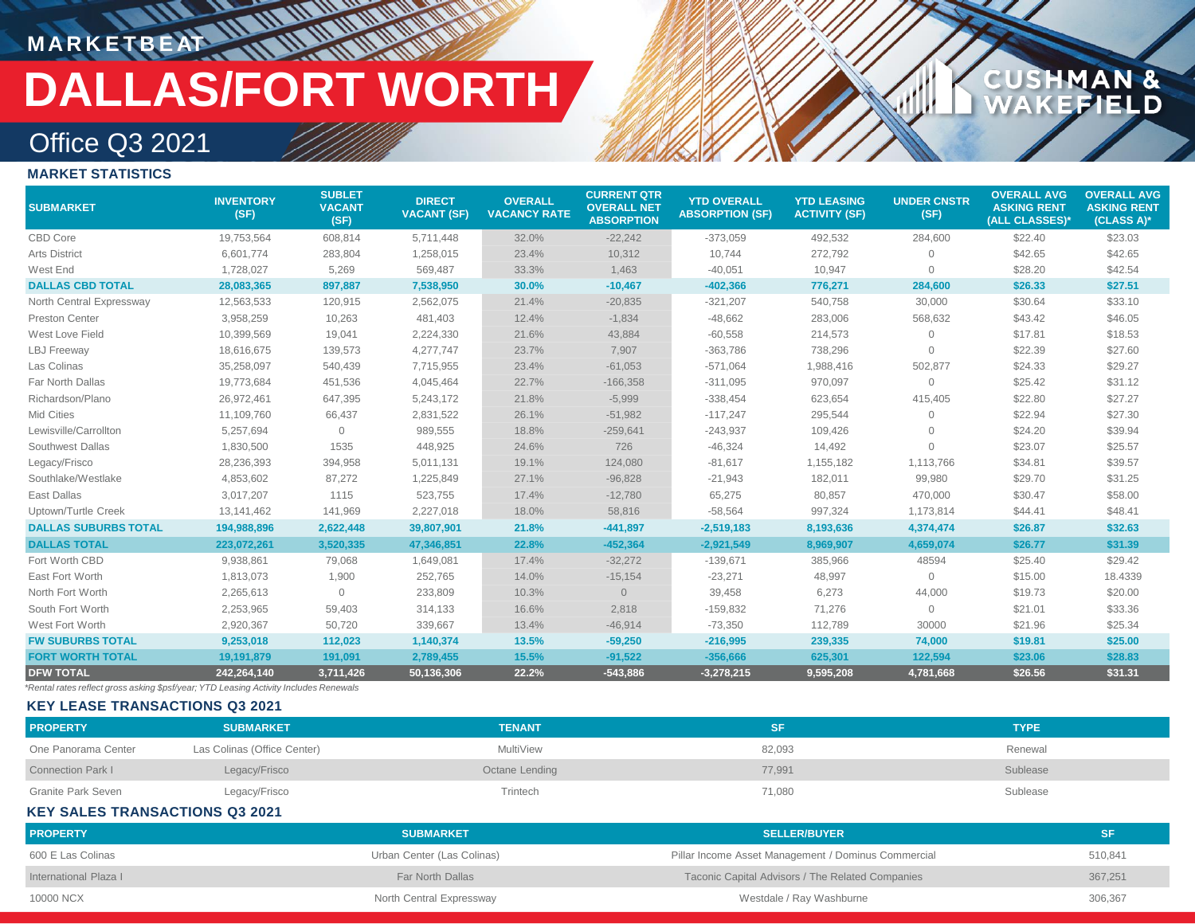MARKETBEAT

# DALLAS/FORT WORTH

## Office Q3 2021

### MARKET STATISTICS

| SUBMARKET | INVENTORY (SF) | SUBLET VACANT (SF) | DIRECT VACANT (SF) | OVERALL VACANCY RATE | CURRENT QTR OVERALL NET ABSORPTION | YTD OVERALL ABSORPTION (SF) | YTD LEASING ACTIVITY (SF) | UNDER CNSTR (SF) | OVERALL AVG ASKING RENT (ALL CLASSES)* | OVERALL AVG ASKING RENT (CLASS A)* |
|---|---|---|---|---|---|---|---|---|---|---|
| CBD Core | 19,753,564 | 608,814 | 5,711,448 | 32.0% | -22,242 | -373,059 | 492,532 | 284,600 | $22.40 | $23.03 |
| Arts District | 6,601,774 | 283,804 | 1,258,015 | 23.4% | 10,312 | 10,744 | 272,792 | 0 | $42.65 | $42.65 |
| West End | 1,728,027 | 5,269 | 569,487 | 33.3% | 1,463 | -40,051 | 10,947 | 0 | $28.20 | $42.54 |
| **DALLAS CBD TOTAL** | **28,083,365** | **897,887** | **7,538,950** | **30.0%** | **-10,467** | **-402,366** | **776,271** | **284,600** | **$26.33** | **$27.51** |
| North Central Expressway | 12,563,533 | 120,915 | 2,562,075 | 21.4% | -20,835 | -321,207 | 540,758 | 30,000 | $30.64 | $33.10 |
| Preston Center | 3,958,259 | 10,263 | 481,403 | 12.4% | -1,834 | -48,662 | 283,006 | 568,632 | $43.42 | $46.05 |
| West Love Field | 10,399,569 | 19,041 | 2,224,330 | 21.6% | 43,884 | -60,558 | 214,573 | 0 | $17.81 | $18.53 |
| LBJ Freeway | 18,616,675 | 139,573 | 4,277,747 | 23.7% | 7,907 | -363,786 | 738,296 | 0 | $22.39 | $27.60 |
| Las Colinas | 35,258,097 | 540,439 | 7,715,955 | 23.4% | -61,053 | -571,064 | 1,988,416 | 502,877 | $24.33 | $29.27 |
| Far North Dallas | 19,773,684 | 451,536 | 4,045,464 | 22.7% | -166,358 | -311,095 | 970,097 | 0 | $25.42 | $31.12 |
| Richardson/Plano | 26,972,461 | 647,395 | 5,243,172 | 21.8% | -5,999 | -338,454 | 623,654 | 415,405 | $22.80 | $27.27 |
| Mid Cities | 11,109,760 | 66,437 | 2,831,522 | 26.1% | -51,982 | -117,247 | 295,544 | 0 | $22.94 | $27.30 |
| Lewisville/Carrollton | 5,257,694 | 0 | 989,555 | 18.8% | -259,641 | -243,937 | 109,426 | 0 | $24.20 | $39.94 |
| Southwest Dallas | 1,830,500 | 1535 | 448,925 | 24.6% | 726 | -46,324 | 14,492 | 0 | $23.07 | $25.57 |
| Legacy/Frisco | 28,236,393 | 394,958 | 5,011,131 | 19.1% | 124,080 | -81,617 | 1,155,182 | 1,113,766 | $34.81 | $39.57 |
| Southlake/Westlake | 4,853,602 | 87,272 | 1,225,849 | 27.1% | -96,828 | -21,943 | 182,011 | 99,980 | $29.70 | $31.25 |
| East Dallas | 3,017,207 | 1115 | 523,755 | 17.4% | -12,780 | 65,275 | 80,857 | 470,000 | $30.47 | $58.00 |
| Uptown/Turtle Creek | 13,141,462 | 141,969 | 2,227,018 | 18.0% | 58,816 | -58,564 | 997,324 | 1,173,814 | $44.41 | $48.41 |
| **DALLAS SUBURBS TOTAL** | **194,988,896** | **2,622,448** | **39,807,901** | **21.8%** | **-441,897** | **-2,519,183** | **8,193,636** | **4,374,474** | **$26.87** | **$32.63** |
| **DALLAS TOTAL** | **223,072,261** | **3,520,335** | **47,346,851** | **22.8%** | **-452,364** | **-2,921,549** | **8,969,907** | **4,659,074** | **$26.77** | **$31.39** |
| Fort Worth CBD | 9,938,861 | 79,068 | 1,649,081 | 17.4% | -32,272 | -139,671 | 385,966 | 48594 | $25.40 | $29.42 |
| East Fort Worth | 1,813,073 | 1,900 | 252,765 | 14.0% | -15,154 | -23,271 | 48,997 | 0 | $15.00 | 18.4339 |
| North Fort Worth | 2,265,613 | 0 | 233,809 | 10.3% | 0 | 39,458 | 6,273 | 44,000 | $19.73 | $20.00 |
| South Fort Worth | 2,253,965 | 59,403 | 314,133 | 16.6% | 2,818 | -159,832 | 71,276 | 0 | $21.01 | $33.36 |
| West Fort Worth | 2,920,367 | 50,720 | 339,667 | 13.4% | -46,914 | -73,350 | 112,789 | 30000 | $21.96 | $25.34 |
| **FW SUBURBS TOTAL** | **9,253,018** | **112,023** | **1,140,374** | **13.5%** | **-59,250** | **-216,995** | **239,335** | **74,000** | **$19.81** | **$25.00** |
| **FORT WORTH TOTAL** | **19,191,879** | **191,091** | **2,789,455** | **15.5%** | **-91,522** | **-356,666** | **625,301** | **122,594** | **$23.06** | **$28.83** |
| **DFW TOTAL** | **242,264,140** | **3,711,426** | **50,136,306** | **22.2%** | **-543,886** | **-3,278,215** | **9,595,208** | **4,781,668** | **$26.56** | **$31.31** |

*Rental rates reflect gross asking $psf/year; YTD Leasing Activity Includes Renewals*

### KEY LEASE TRANSACTIONS Q3 2021

| PROPERTY | SUBMARKET | TENANT | SF | TYPE |
|---|---|---|---|---|
| One Panorama Center | Las Colinas (Office Center) | MultiView | 82,093 | Renewal |
| Connection Park I | Legacy/Frisco | Octane Lending | 77,991 | Sublease |
| Granite Park Seven | Legacy/Frisco | Trintech | 71,080 | Sublease |

### KEY SALES TRANSACTIONS Q3 2021

| PROPERTY | SUBMARKET | SELLER/BUYER | SF |
|---|---|---|---|
| 600 E Las Colinas | Urban Center (Las Colinas) | Pillar Income Asset Management / Dominus Commercial | 510,841 |
| International Plaza I | Far North Dallas | Taconic Capital Advisors / The Related Companies | 367,251 |
| 10000 NCX | North Central Expressway | Westdale / Ray Washburne | 306,367 |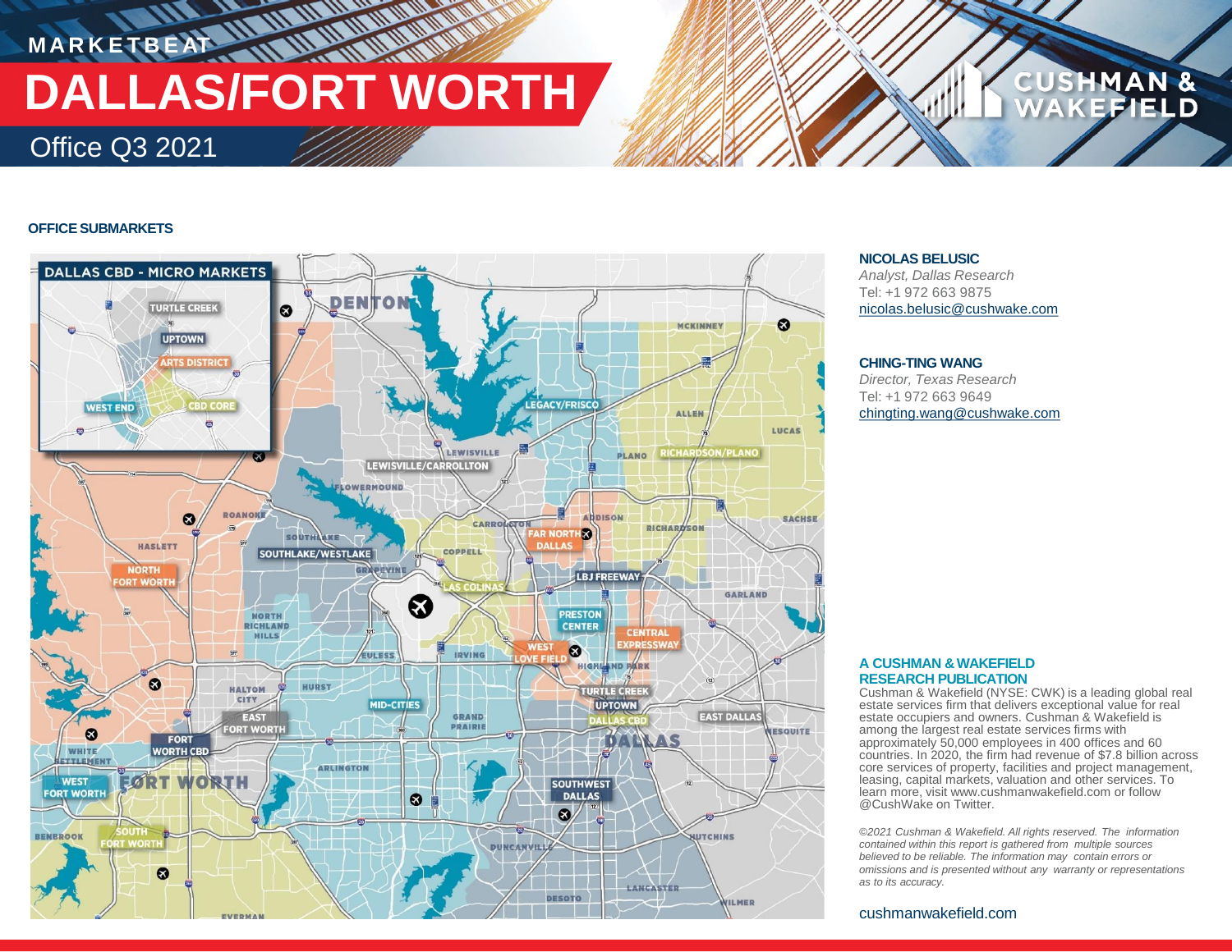MARKETBEAT

# DALLAS/FORT WORTH

Office Q3 2021

## OFFICE SUBMARKETS

DALLAS CBD - MICRO MARKETS

TURTLE CREEK
UPTOWN
ARTS DISTRICT
WEST END
CBD CORE

DENTON
MCKINNEY
LEGACY/FRISCO
ALLEN
LUCAS
LEWISVILLE
PLANO
RICHARDSON/PLANO
LEWISVILLE/CARROLLTON
FLOWERMOUND
ROANOKE
CARROLLTON
ADDISON
SACHSE
HASLETT
SOUTHLAKE
FAR NORTH DALLAS
RICHARDSON
SOUTHLAKE/WESTLAKE
COPPELL
NORTH FORT WORTH
GRAPEVINE
LAS COLINAS
LBJ FREEWAY
GARLAND
NORTH RICHLAND HILLS
PRESTON CENTER
CENTRAL EXPRESSWAY
EULESS
IRVING
WEST LOVE FIELD
HIGHLAND PARK
HALTOM CITY
HURST
TURTLE CREEK
MID-CITIES
UPTOWN
EAST FORT WORTH
GRAND PRAIRIE
DALLAS CBD
EAST DALLAS
MESQUITE
FORT WORTH CBD
DALLAS
WHITE SETTLEMENT
ARLINGTON
WEST FORT WORTH
FORT WORTH
SOUTHWEST DALLAS
SOUTH FORT WORTH
BENBROOK
DUNCANVILLE
HUTCHINS
LANCASTER
DESOTO
WILMER
EVERMAN

**NICOLAS BELUSIC**
*Analyst, Dallas Research*
Tel: +1 972 663 9875
nicolas.belusic@cushwake.com

**CHING-TING WANG**
*Director, Texas Research*
Tel: +1 972 663 9649
chingting.wang@cushwake.com

**A CUSHMAN & WAKEFIELD RESEARCH PUBLICATION**

Cushman & Wakefield (NYSE: CWK) is a leading global real estate services firm that delivers exceptional value for real estate occupiers and owners. Cushman & Wakefield is among the largest real estate services firms with approximately 50,000 employees in 400 offices and 60 countries. In 2020, the firm had revenue of $7.8 billion across core services of property, facilities and project management, leasing, capital markets, valuation and other services. To learn more, visit www.cushmanwakefield.com or follow @CushWake on Twitter.

*©2021 Cushman & Wakefield. All rights reserved. The information contained within this report is gathered from multiple sources believed to be reliable. The information may contain errors or omissions and is presented without any warranty or representations as to its accuracy.*

cushmanwakefield.com